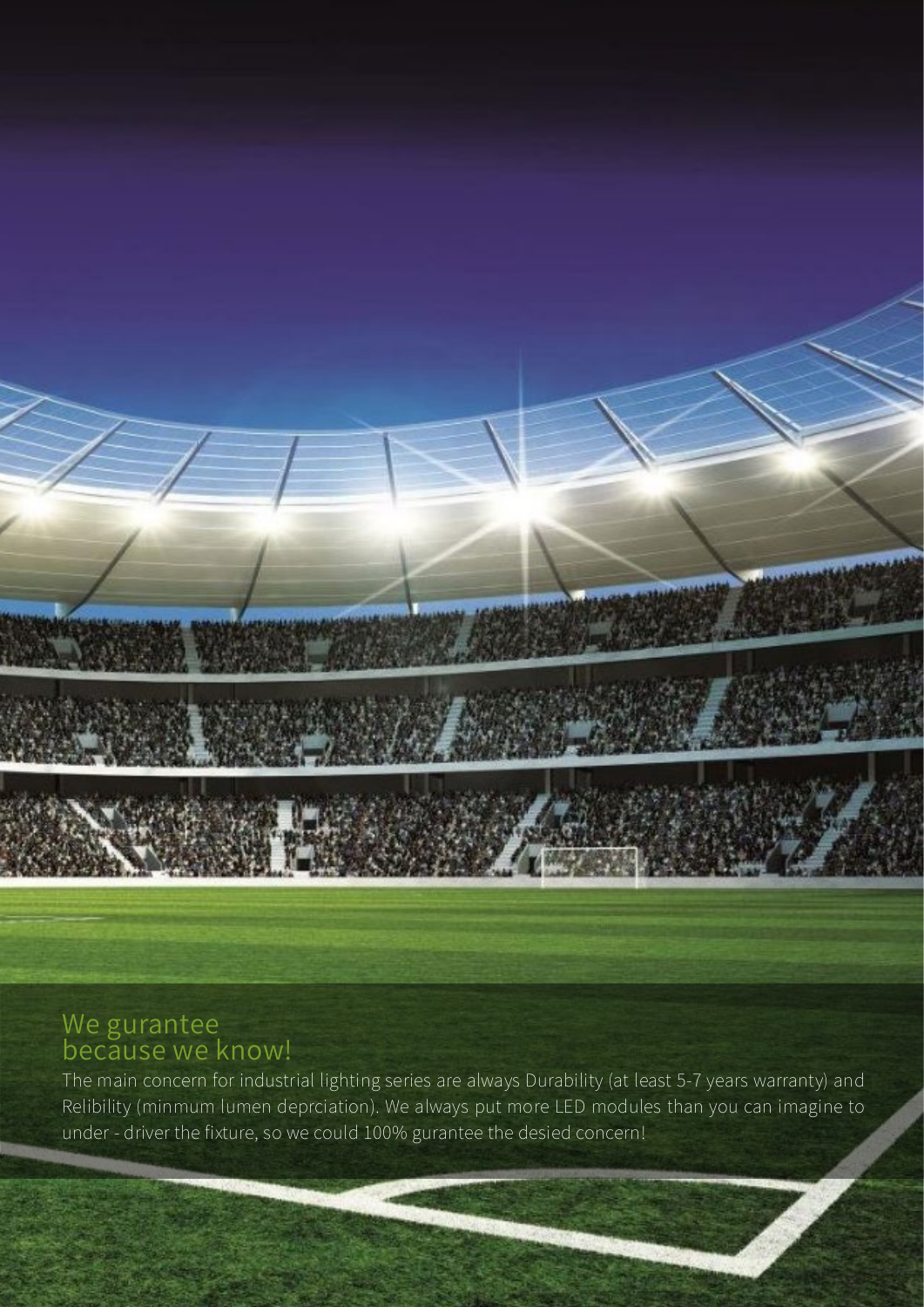## We gurantee because we know!

The main concern for industrial lighting series are always Durability (at least 5-7 years warranty) and Relibility (minmum lumen deprciation). We always put more LED modules than you can imagine to under - driver the fixture, so we could 100% gurantee the desied concern!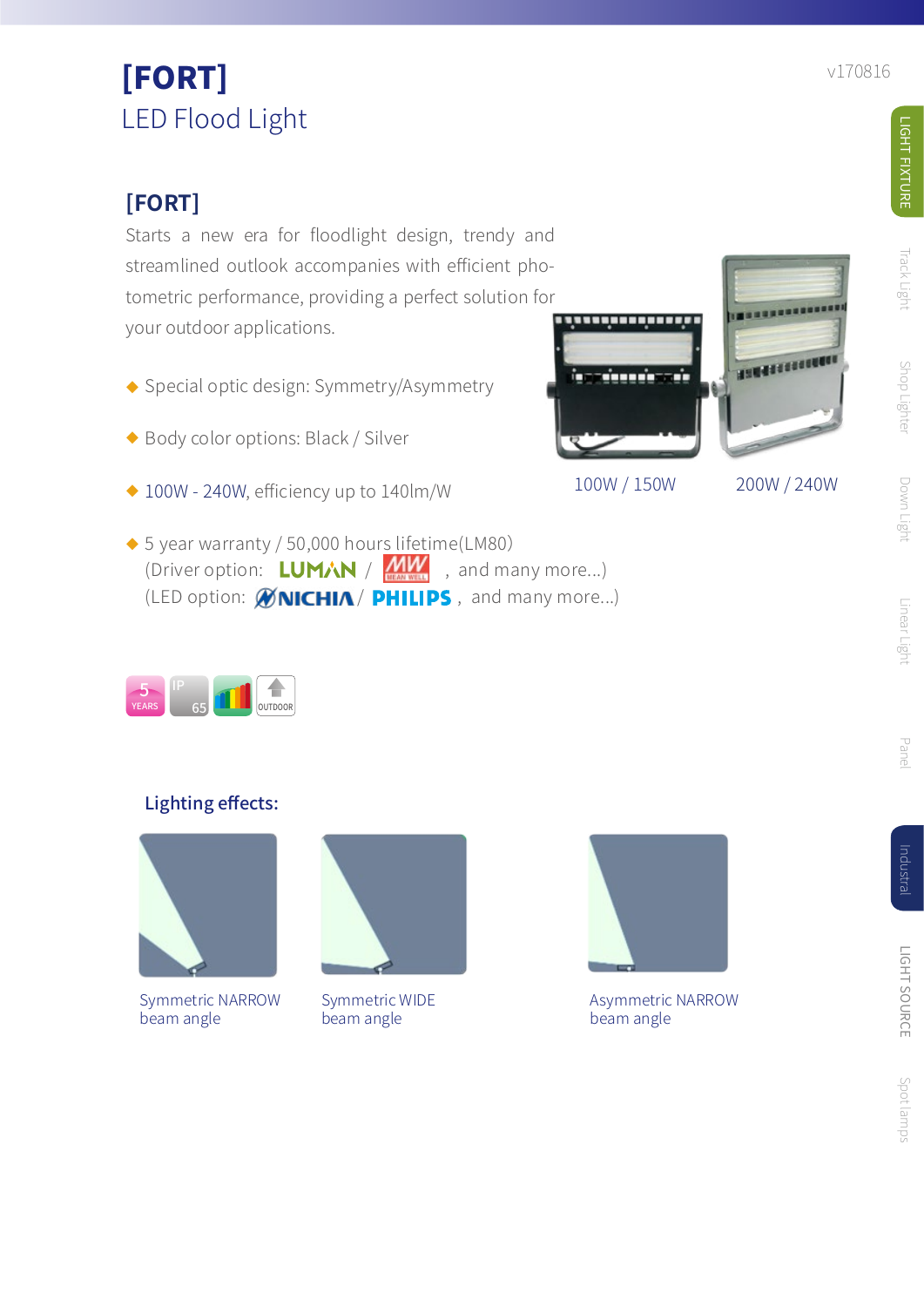# [FORT]

## LED Flood Light

v170816

### [FORT]

Starts a new era for floodlight design, trendy and streamlined outlook accompanies with efficient photometric performance, providing a perfect solution for your outdoor applications.

- Special optic design: Symmetry/Asymmetry
- Body color options: Black / Silver
- 100W - 240W, efficiency up to 140lm/W
- 5 year warranty / 50,000 hours lifetime(LM80)
  (Driver option: LUMAN / MW MEAN WELL , and many more...)
  (LED option: NICHIA / PHILIPS , and many more...)

100W / 150W    200W / 240W

5 YEARS    IP 65    OUTDOOR

### Lighting effects:

Symmetric NARROW beam angle

Symmetric WIDE beam angle

Asymmetric NARROW beam angle

LIGHT FIXTURE | Track Light | Shop Lighter | Down Light | Linear Light | Panel | Industral | LIGHT SOURCE | Spot lamps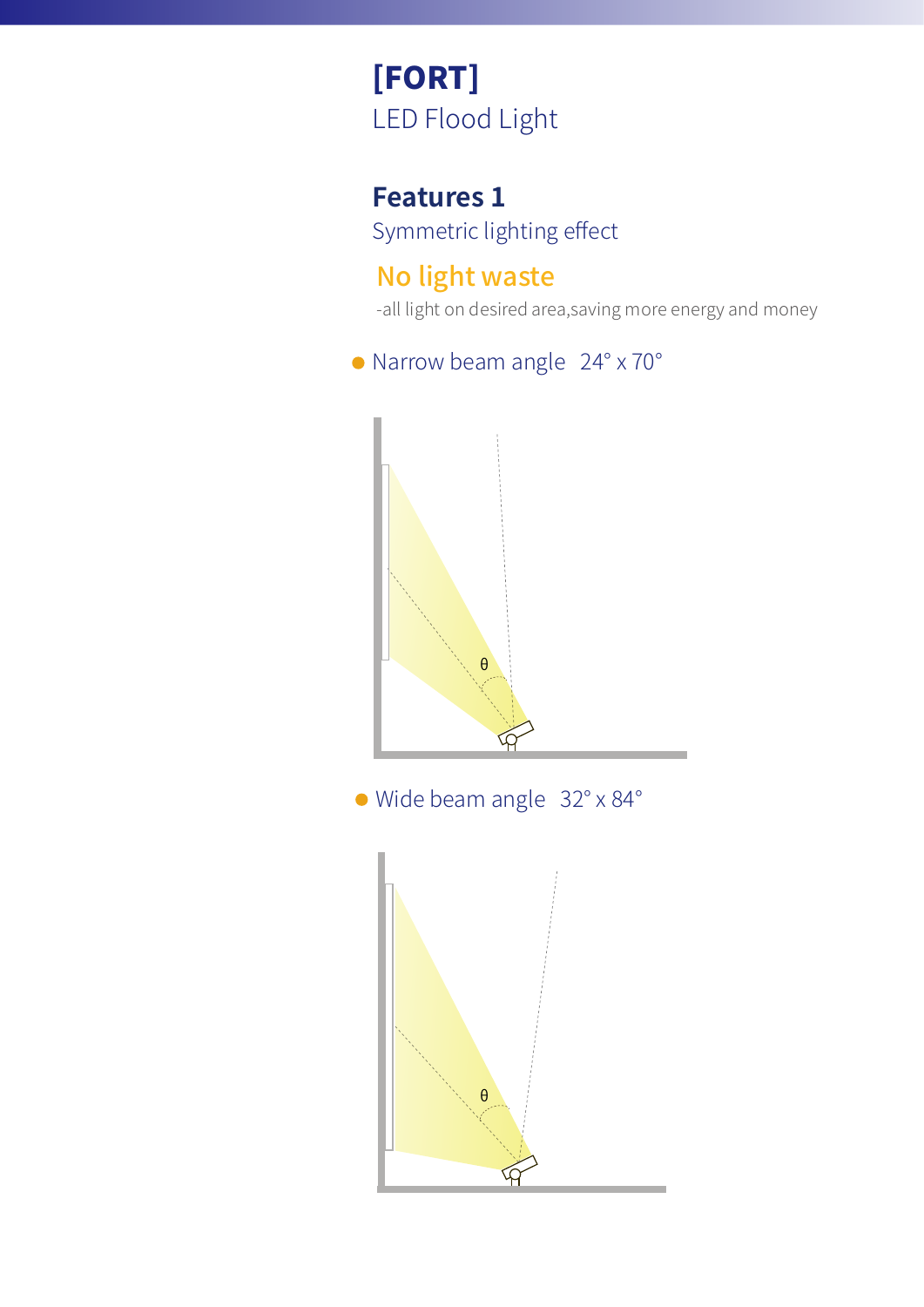# [FORT]

LED Flood Light

## Features 1

Symmetric lighting effect

### No light waste

-all light on desired area,saving more energy and money

- Narrow beam angle 24° x 70°

θ

- Wide beam angle 32° x 84°

θ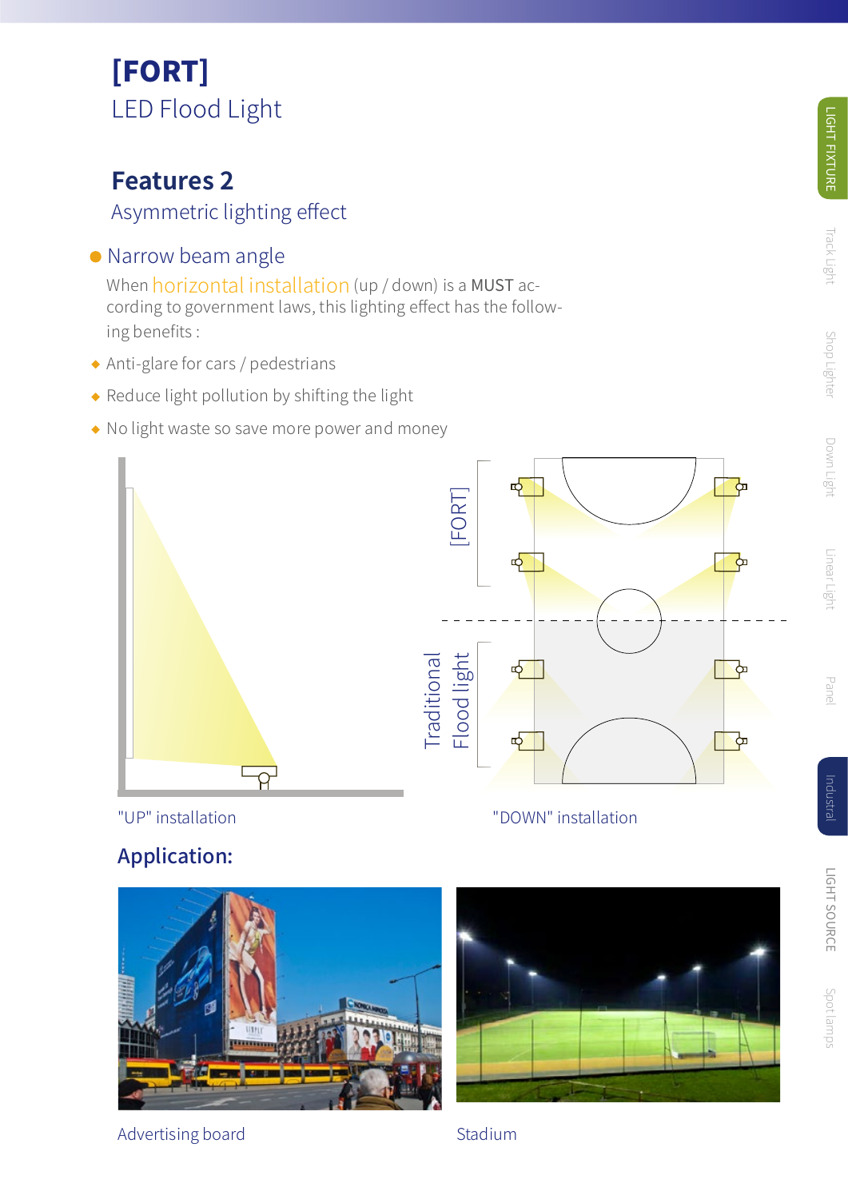# [FORT]

LED Flood Light

## Features 2

Asymmetric lighting effect

- Narrow beam angle

When horizontal installation (up / down) is a MUST according to government laws, this lighting effect has the following benefits :

- Anti-glare for cars / pedestrians
- Reduce light pollution by shifting the light
- No light waste so save more power and money

[FORT]

Traditional Flood light

"UP" installation

"DOWN" installation

## Application:

Advertising board

Stadium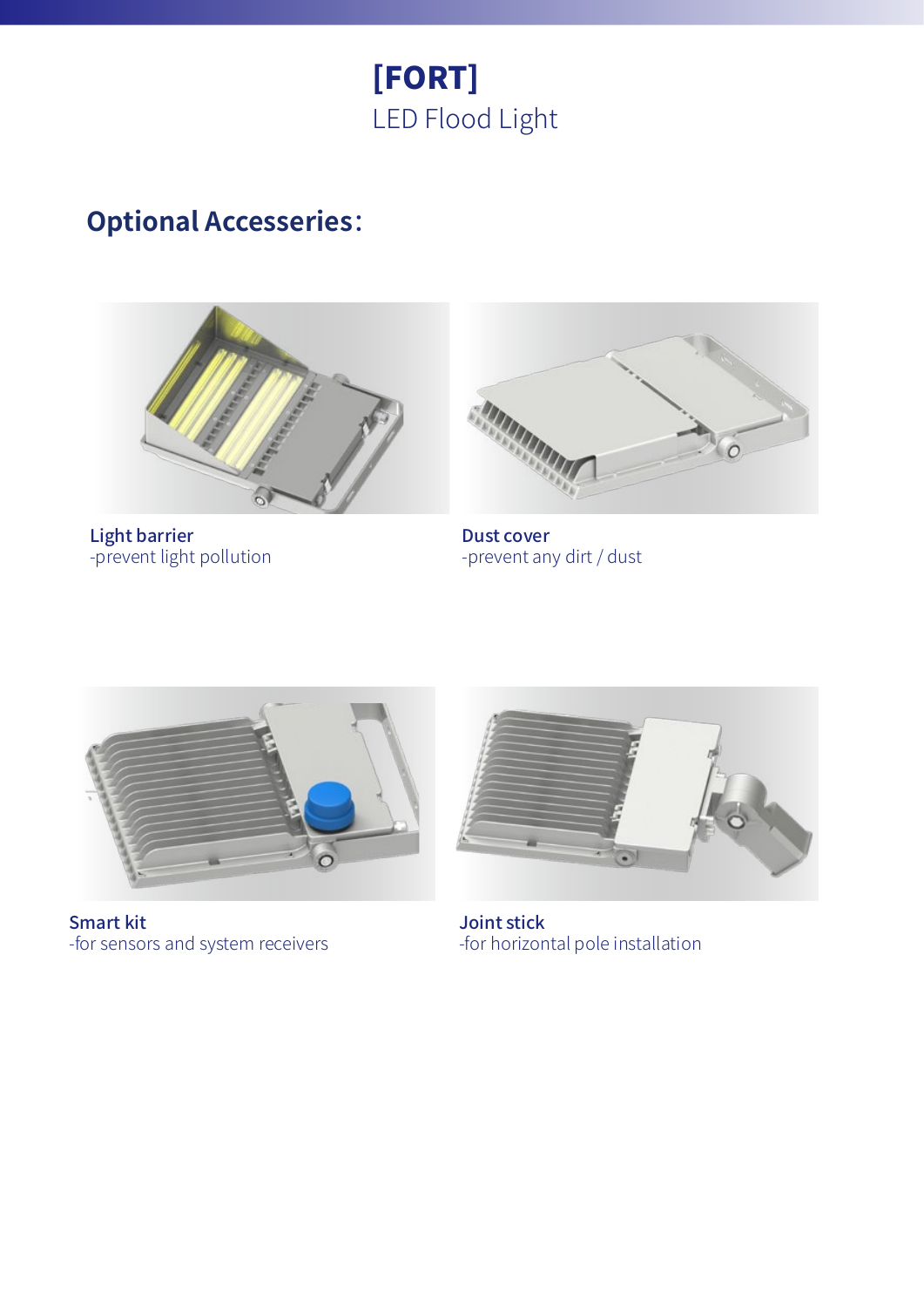# [FORT]
LED Flood Light

## Optional Accesseries：

**Light barrier**
-prevent light pollution

**Dust cover**
-prevent any dirt / dust

**Smart kit**
-for sensors and system receivers

**Joint stick**
-for horizontal pole installation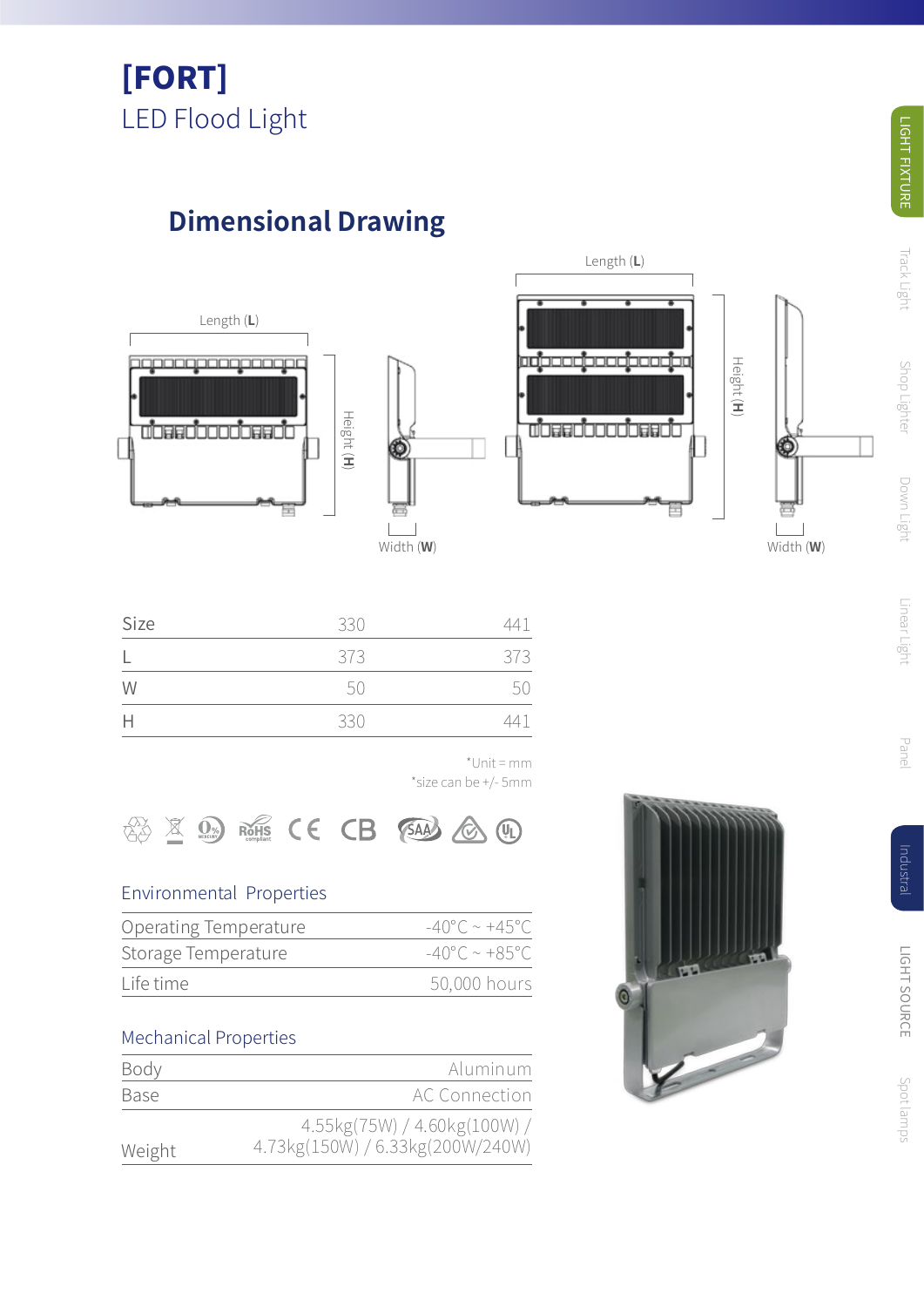# [FORT]

LED Flood Light

## Dimensional Drawing

| Size | 330 | 441 |
|---|---|---|
| L | 373 | 373 |
| W | 50 | 50 |
| H | 330 | 441 |

*Unit = mm
*size can be +/- 5mm

### Environmental Properties

| | |
|---|---|
| Operating Temperature | -40°C ~ +45°C |
| Storage Temperature | -40°C ~ +85°C |
| Life time | 50,000 hours |

### Mechanical Properties

| | |
|---|---|
| Body | Aluminum |
| Base | AC Connection |
| Weight | 4.55kg(75W) / 4.60kg(100W) / 4.73kg(150W) / 6.33kg(200W/240W) |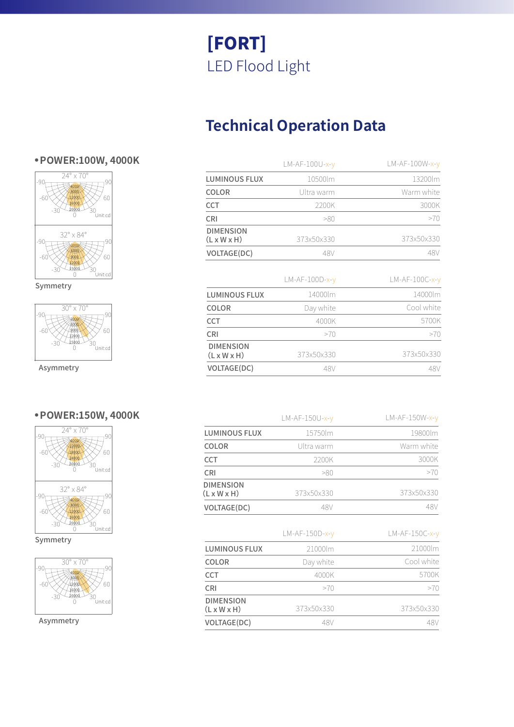# [FORT]

LED Flood Light

## Technical Operation Data

### • POWER:100W, 4000K

24° x 70°

32° x 84°

Symmetry

30° x 70°

Asymmetry

| | LM-AF-100U-x-y | LM-AF-100W-x-y |
|---|---|---|
| LUMINOUS FLUX | 10500lm | 13200lm |
| COLOR | Ultra warm | Warm white |
| CCT | 2200K | 3000K |
| CRI | >80 | >70 |
| DIMENSION (L x W x H) | 373x50x330 | 373x50x330 |
| VOLTAGE(DC) | 48V | 48V |

| | LM-AF-100D-x-y | LM-AF-100C-x-y |
|---|---|---|
| LUMINOUS FLUX | 14000lm | 14000lm |
| COLOR | Day white | Cool white |
| CCT | 4000K | 5700K |
| CRI | >70 | >70 |
| DIMENSION (L x W x H) | 373x50x330 | 373x50x330 |
| VOLTAGE(DC) | 48V | 48V |

### • POWER:150W, 4000K

24° x 70°

32° x 84°

Symmetry

30° x 70°

Asymmetry

| | LM-AF-150U-x-y | LM-AF-150W-x-y |
|---|---|---|
| LUMINOUS FLUX | 15750lm | 19800lm |
| COLOR | Ultra warm | Warm white |
| CCT | 2200K | 3000K |
| CRI | >80 | >70 |
| DIMENSION (L x W x H) | 373x50x330 | 373x50x330 |
| VOLTAGE(DC) | 48V | 48V |

| | LM-AF-150D-x-y | LM-AF-150C-x-y |
|---|---|---|
| LUMINOUS FLUX | 21000lm | 21000lm |
| COLOR | Day white | Cool white |
| CCT | 4000K | 5700K |
| CRI | >70 | >70 |
| DIMENSION (L x W x H) | 373x50x330 | 373x50x330 |
| VOLTAGE(DC) | 48V | 48V |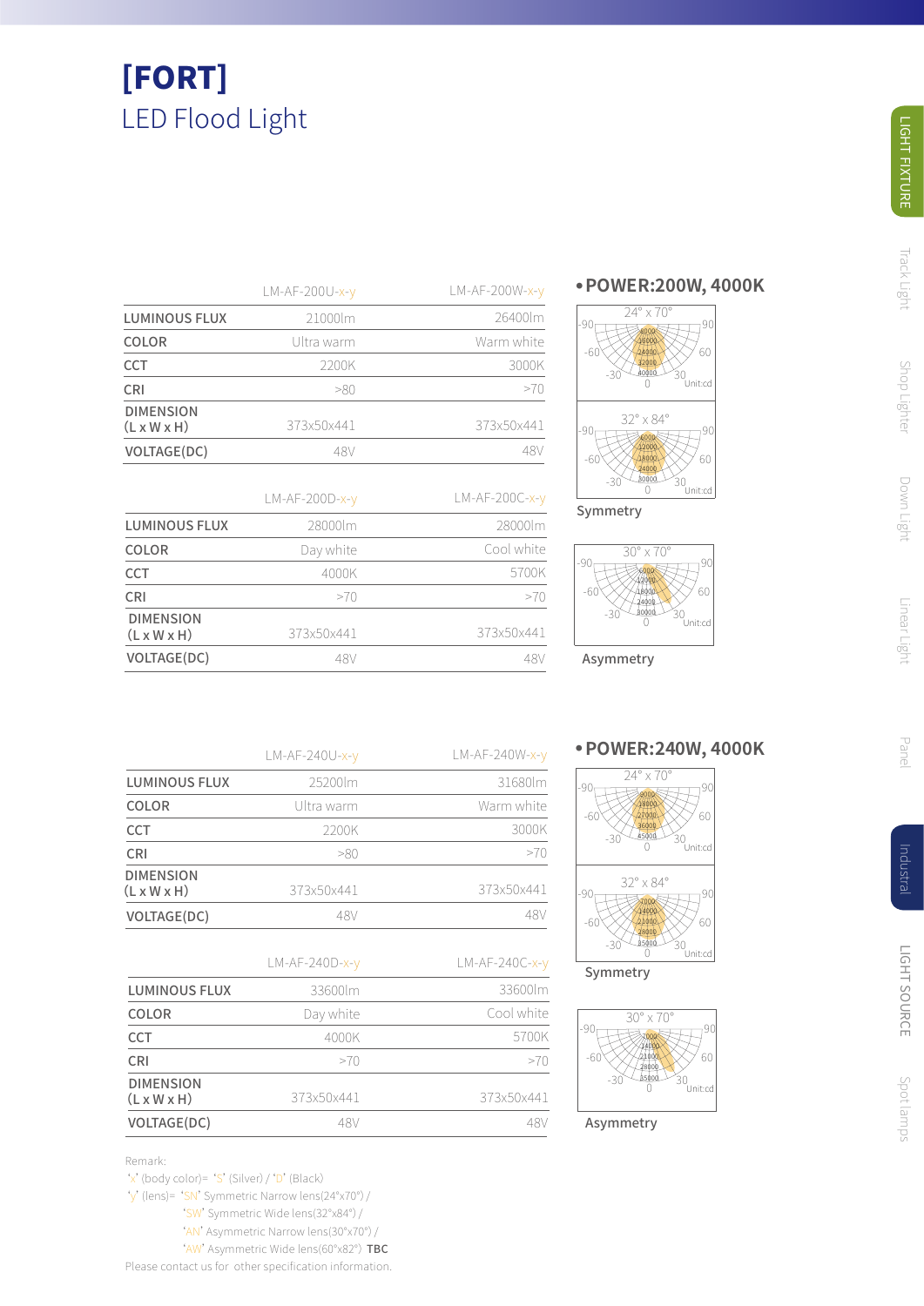# [FORT]

## LED Flood Light

| | LM-AF-200U-x-y | LM-AF-200W-x-y |
|---|---|---|
| LUMINOUS FLUX | 21000lm | 26400lm |
| COLOR | Ultra warm | Warm white |
| CCT | 2200K | 3000K |
| CRI | >80 | >70 |
| DIMENSION (L x W x H) | 373x50x441 | 373x50x441 |
| VOLTAGE(DC) | 48V | 48V |

| | LM-AF-200D-x-y | LM-AF-200C-x-y |
|---|---|---|
| LUMINOUS FLUX | 28000lm | 28000lm |
| COLOR | Day white | Cool white |
| CCT | 4000K | 5700K |
| CRI | >70 | >70 |
| DIMENSION (L x W x H) | 373x50x441 | 373x50x441 |
| VOLTAGE(DC) | 48V | 48V |

### • POWER:200W, 4000K

24° x 70°
-90 90 -60 60 -30 30 0
8000 16000 24000 32000 40000
Unit:cd

32° x 84°
-90 90 -60 60 -30 30 0
6000 12000 18000 24000 30000
Unit:cd

Symmetry

30° x 70°
-90 90 -60 60 -30 30 0
6000 12000 18000 24000 30000
Unit:cd

Asymmetry

| | LM-AF-240U-x-y | LM-AF-240W-x-y |
|---|---|---|
| LUMINOUS FLUX | 25200lm | 31680lm |
| COLOR | Ultra warm | Warm white |
| CCT | 2200K | 3000K |
| CRI | >80 | >70 |
| DIMENSION (L x W x H) | 373x50x441 | 373x50x441 |
| VOLTAGE(DC) | 48V | 48V |

| | LM-AF-240D-x-y | LM-AF-240C-x-y |
|---|---|---|
| LUMINOUS FLUX | 33600lm | 33600lm |
| COLOR | Day white | Cool white |
| CCT | 4000K | 5700K |
| CRI | >70 | >70 |
| DIMENSION (L x W x H) | 373x50x441 | 373x50x441 |
| VOLTAGE(DC) | 48V | 48V |

### • POWER:240W, 4000K

24° x 70°
-90 90 -60 60 -30 30 0
9000 18000 27000 36000 45000
Unit:cd

32° x 84°
-90 90 -60 60 -30 30 0
7000 14000 21000 28000 35000
Unit:cd

Symmetry

30° x 70°
-90 90 -60 60 -30 30 0
7000 14000 21000 28000 35000
Unit:cd

Asymmetry

Remark:
'x' (body color)= 'S' (Silver) / 'D' (Black)
'y' (lens)= 'SN' Symmetric Narrow lens(24°x70°) /
'SW' Symmetric Wide lens(32°x84°) /
'AN' Asymmetric Narrow lens(30°x70°) /
'AW' Asymmetric Wide lens(60°x82°) **TBC**
Please contact us for other specification information.

LIGHT FIXTURE
Track Light
Shop Lighter
Down Light
Linear Light
Panel
Industrial
LIGHT SOURCE
Spot lamps